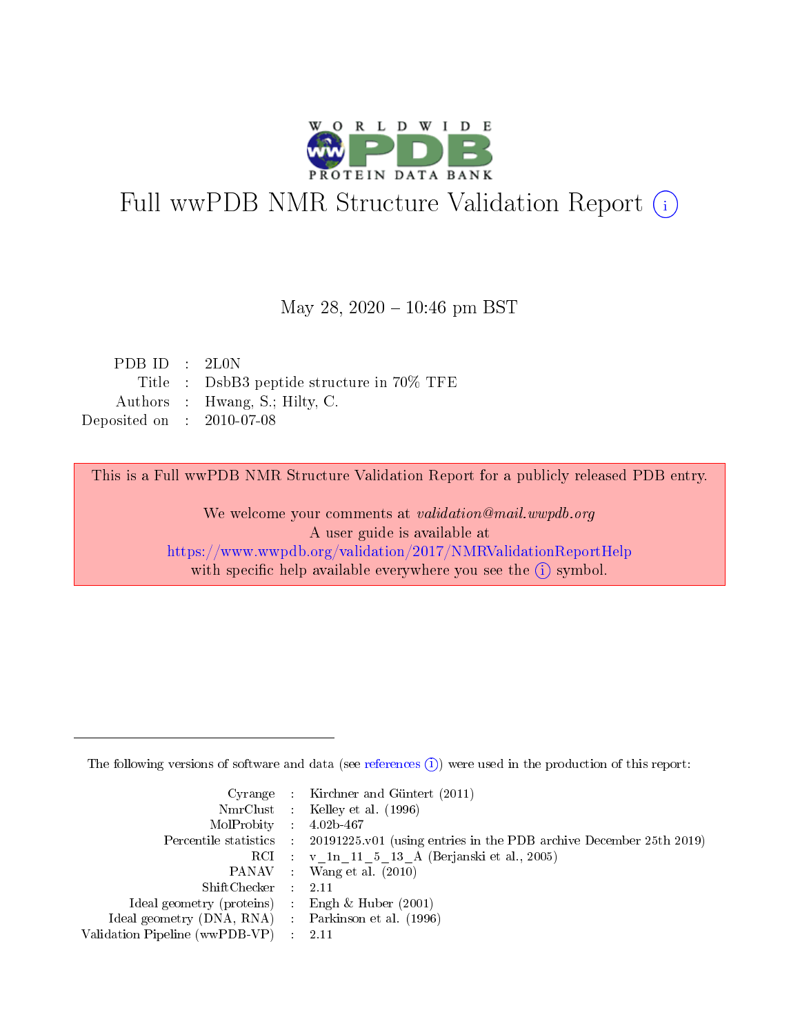# Full wwPDB NMR Structure Validation Report (i)

May 28, 2020 – 10:46 pm BST

| | | |
|---|---|---|
| PDB ID | : | 2L0N |
| Title | : | DsbB3 peptide structure in 70% TFE |
| Authors | : | Hwang, S.; Hilty, C. |
| Deposited on | : | 2010-07-08 |

This is a Full wwPDB NMR Structure Validation Report for a publicly released PDB entry.

We welcome your comments at *validation@mail.wwpdb.org*
A user guide is available at
https://www.wwpdb.org/validation/2017/NMRValidationReportHelp
with specific help available everywhere you see the (i) symbol.

The following versions of software and data (see references (i)) were used in the production of this report:

| | | |
|---|---|---|
| Cyrange | : | Kirchner and Güntert (2011) |
| NmrClust | : | Kelley et al. (1996) |
| MolProbity | : | 4.02b-467 |
| Percentile statistics | : | 20191225.v01 (using entries in the PDB archive December 25th 2019) |
| RCI | : | v_1n_11_5_13_A (Berjanski et al., 2005) |
| PANAV | : | Wang et al. (2010) |
| ShiftChecker | : | 2.11 |
| Ideal geometry (proteins) | : | Engh & Huber (2001) |
| Ideal geometry (DNA, RNA) | : | Parkinson et al. (1996) |
| Validation Pipeline (wwPDB-VP) | : | 2.11 |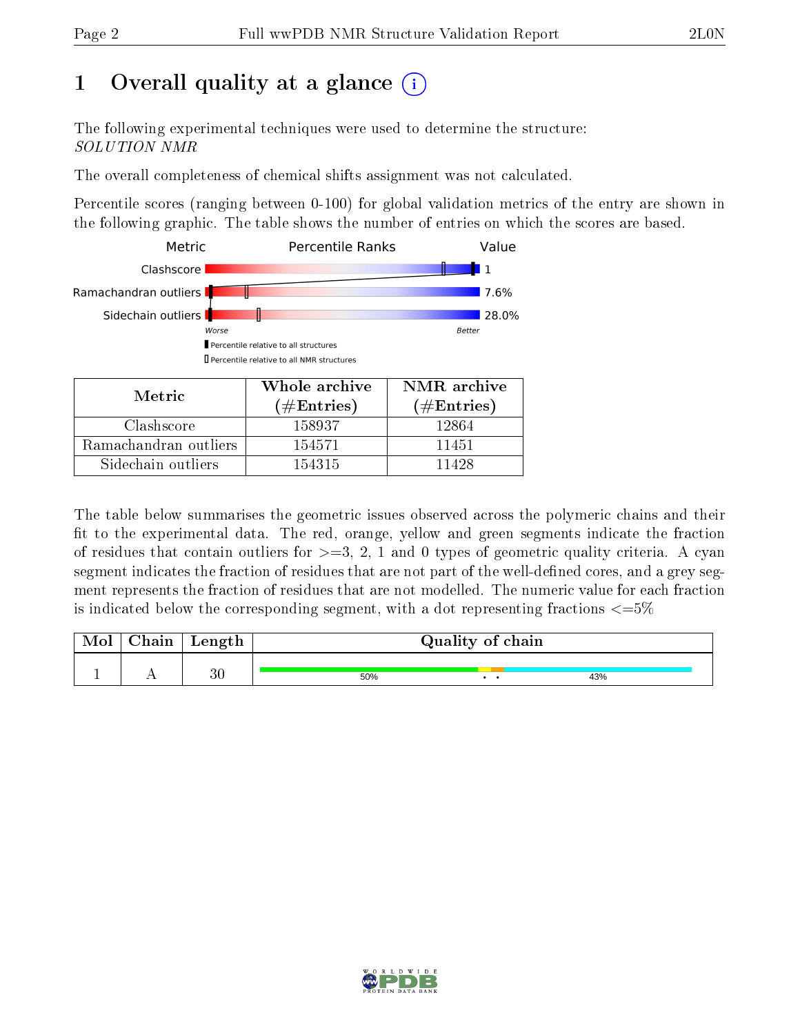# 1 Overall quality at a glance

The following experimental techniques were used to determine the structure:
*SOLUTION NMR*

The overall completeness of chemical shifts assignment was not calculated.

Percentile scores (ranging between 0-100) for global validation metrics of the entry are shown in the following graphic. The table shows the number of entries on which the scores are based.

| Metric | Value |
|---|---|
| Clashscore | 1 |
| Ramachandran outliers | 7.6% |
| Sidechain outliers | 28.0% |

Worse — Better

Percentile relative to all structures

Percentile relative to all NMR structures

| Metric | Whole archive (#Entries) | NMR archive (#Entries) |
|---|---|---|
| Clashscore | 158937 | 12864 |
| Ramachandran outliers | 154571 | 11451 |
| Sidechain outliers | 154315 | 11428 |

The table below summarises the geometric issues observed across the polymeric chains and their fit to the experimental data. The red, orange, yellow and green segments indicate the fraction of residues that contain outliers for >=3, 2, 1 and 0 types of geometric quality criteria. A cyan segment indicates the fraction of residues that are not part of the well-defined cores, and a grey segment represents the fraction of residues that are not modelled. The numeric value for each fraction is indicated below the corresponding segment, with a dot representing fractions <=5%

| Mol | Chain | Length | Quality of chain |
|---|---|---|---|
| 1 | A | 30 | 50% • • 43% |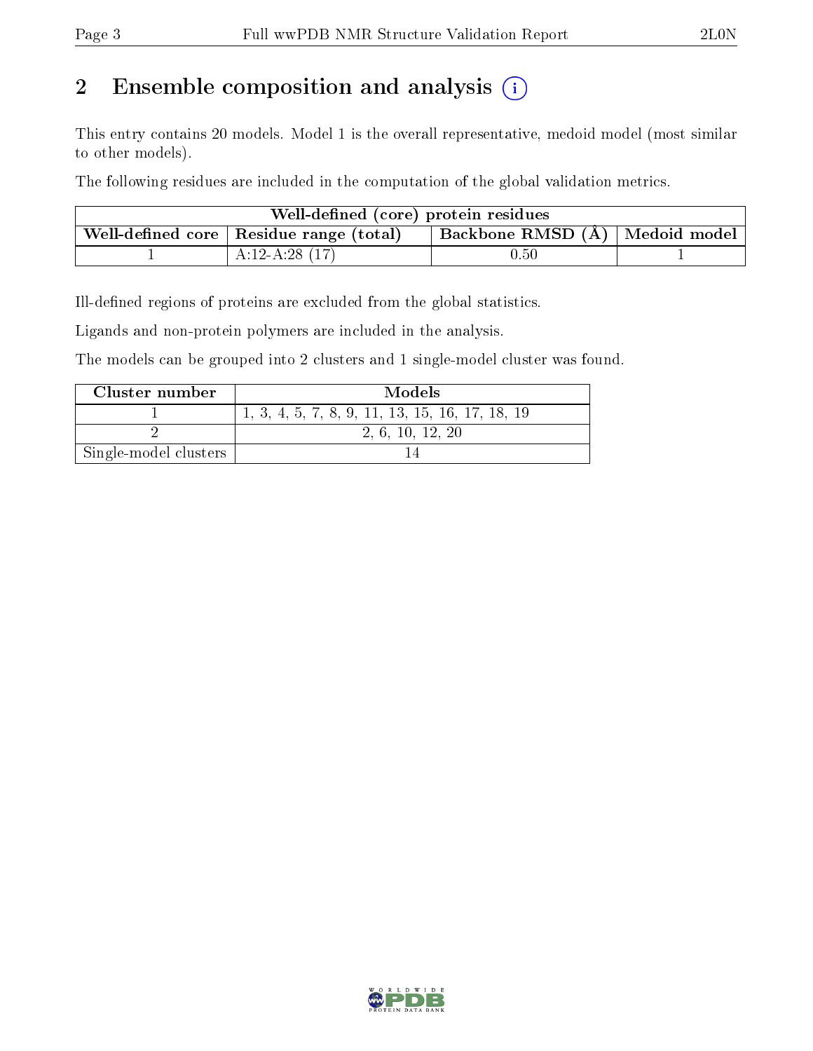## 2 Ensemble composition and analysis

This entry contains 20 models. Model 1 is the overall representative, medoid model (most similar to other models).

The following residues are included in the computation of the global validation metrics.

| Well-defined (core) protein residues | | | |
|---|---|---|---|
| Well-defined core | Residue range (total) | Backbone RMSD (Å) | Medoid model |
| 1 | A:12-A:28 (17) | 0.50 | 1 |

Ill-defined regions of proteins are excluded from the global statistics.

Ligands and non-protein polymers are included in the analysis.

The models can be grouped into 2 clusters and 1 single-model cluster was found.

| Cluster number | Models |
|---|---|
| 1 | 1, 3, 4, 5, 7, 8, 9, 11, 13, 15, 16, 17, 18, 19 |
| 2 | 2, 6, 10, 12, 20 |
| Single-model clusters | 14 |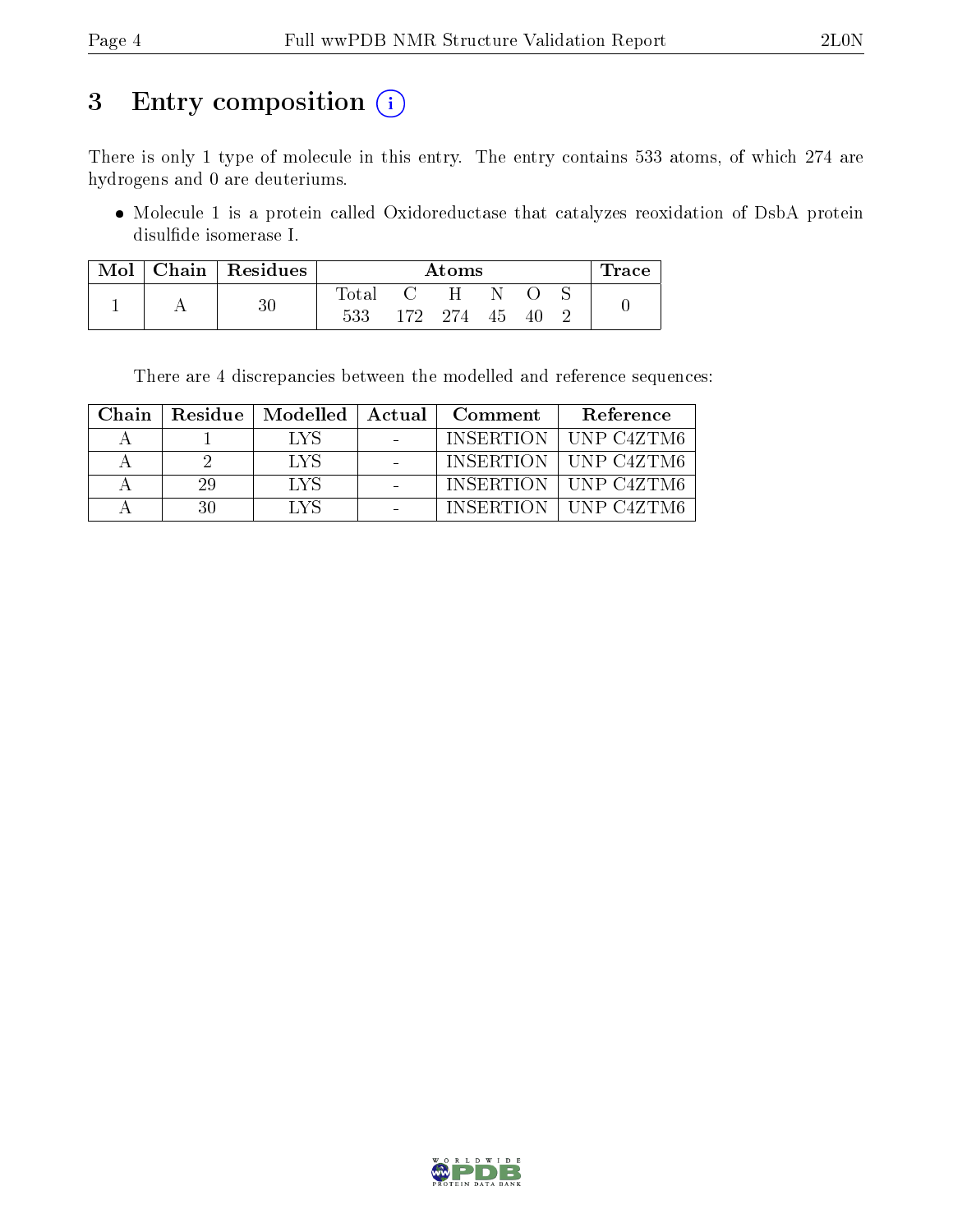# 3 Entry composition (i)

There is only 1 type of molecule in this entry. The entry contains 533 atoms, of which 274 are hydrogens and 0 are deuteriums.

- Molecule 1 is a protein called Oxidoreductase that catalyzes reoxidation of DsbA protein disulfide isomerase I.

| Mol | Chain | Residues | Atoms | | | | | | Trace |
|---|---|---|---|---|---|---|---|---|---|
| | | | Total | C | H | N | O | S | |
| 1 | A | 30 | 533 | 172 | 274 | 45 | 40 | 2 | 0 |

There are 4 discrepancies between the modelled and reference sequences:

| Chain | Residue | Modelled | Actual | Comment | Reference |
|---|---|---|---|---|---|
| A | 1 | LYS | - | INSERTION | UNP C4ZTM6 |
| A | 2 | LYS | - | INSERTION | UNP C4ZTM6 |
| A | 29 | LYS | - | INSERTION | UNP C4ZTM6 |
| A | 30 | LYS | - | INSERTION | UNP C4ZTM6 |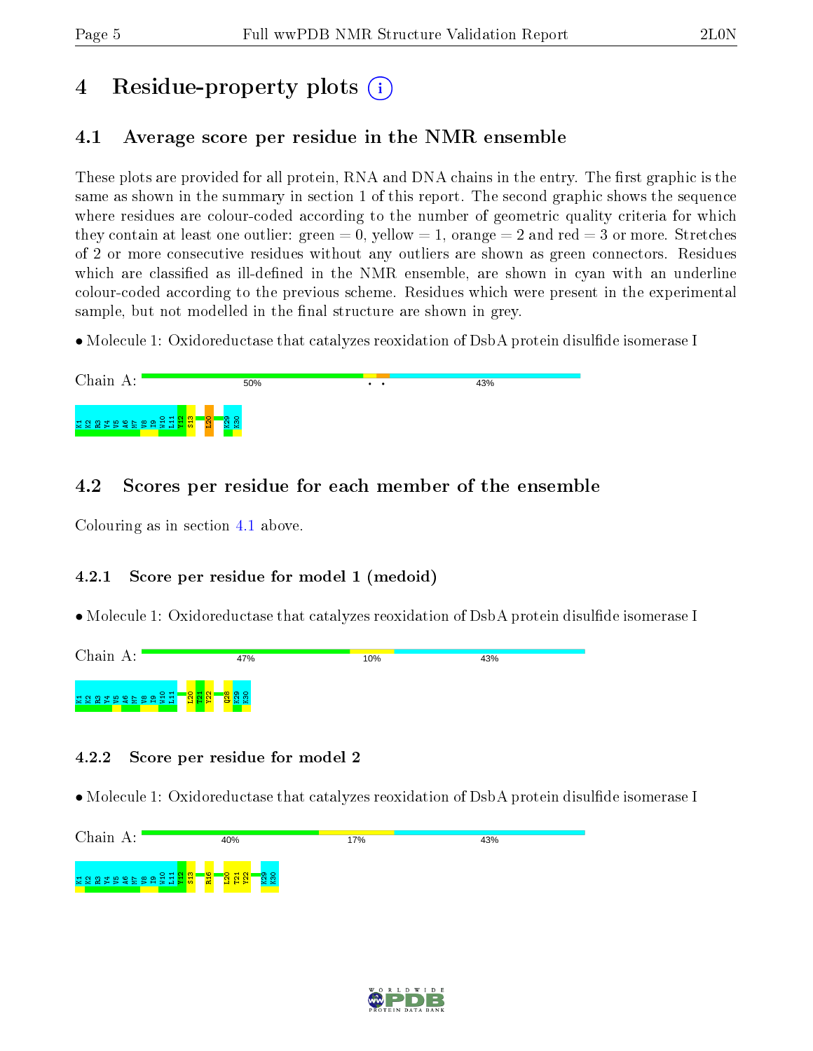# 4 Residue-property plots

## 4.1 Average score per residue in the NMR ensemble

These plots are provided for all protein, RNA and DNA chains in the entry. The first graphic is the same as shown in the summary in section 1 of this report. The second graphic shows the sequence where residues are colour-coded according to the number of geometric quality criteria for which they contain at least one outlier: green = 0, yellow = 1, orange = 2 and red = 3 or more. Stretches of 2 or more consecutive residues without any outliers are shown as green connectors. Residues which are classified as ill-defined in the NMR ensemble, are shown in cyan with an underline colour-coded according to the previous scheme. Residues which were present in the experimental sample, but not modelled in the final structure are shown in grey.

• Molecule 1: Oxidoreductase that catalyzes reoxidation of DsbA protein disulfide isomerase I

Chain A: 50% • • 43%

K1 K2 R3 Y4 V5 A6 M7 V8 I9 W10 L11 Y12 S13 L20 K29 K30

## 4.2 Scores per residue for each member of the ensemble

Colouring as in section 4.1 above.

### 4.2.1 Score per residue for model 1 (medoid)

• Molecule 1: Oxidoreductase that catalyzes reoxidation of DsbA protein disulfide isomerase I

Chain A: 47% 10% 43%

K1 K2 R3 Y4 V5 A6 M7 V8 I9 W10 L11 L20 T21 Y22 Q28 K29 K30

### 4.2.2 Score per residue for model 2

• Molecule 1: Oxidoreductase that catalyzes reoxidation of DsbA protein disulfide isomerase I

Chain A: 40% 17% 43%

K1 K2 R3 Y4 V5 A6 M7 V8 I9 W10 L11 Y12 S13 R16 L20 T21 Y22 K29 K30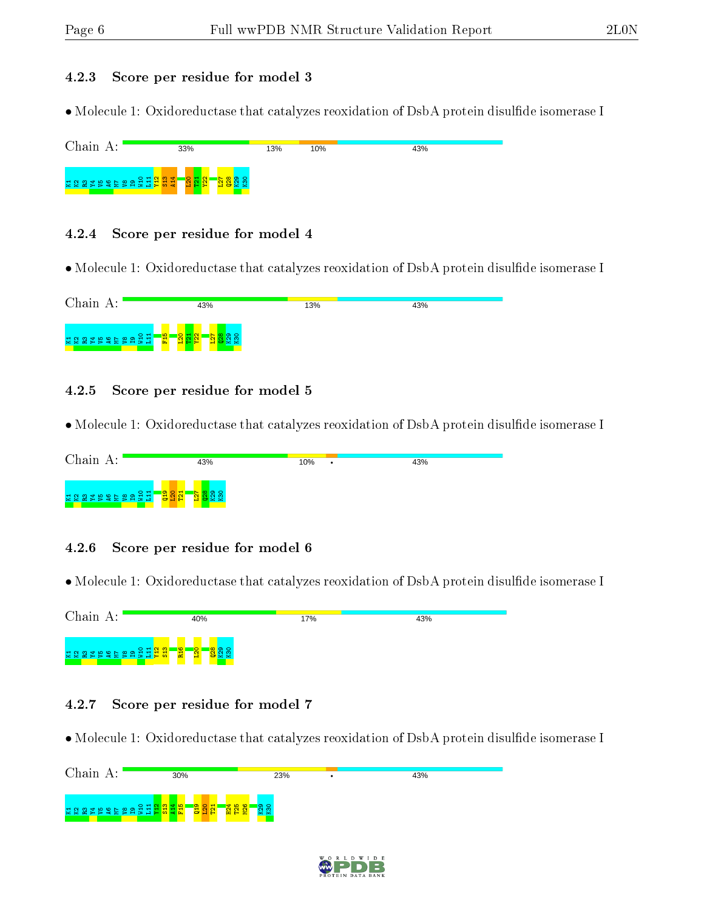### 4.2.3 Score per residue for model 3

- Molecule 1: Oxidoreductase that catalyzes reoxidation of DsbA protein disulfide isomerase I

Chain A: 33% | 13% | 10% | 43%

K1 K2 R3 Y4 V5 A6 M7 V8 I9 W10 L11 Y12 S13 A14 L20 T21 Y22 L27 Q28 K29 K30

### 4.2.4 Score per residue for model 4

- Molecule 1: Oxidoreductase that catalyzes reoxidation of DsbA protein disulfide isomerase I

Chain A: 43% | 13% | 43%

K1 K2 R3 Y4 V5 A6 M7 V8 I9 W10 L11 F15 L20 T21 Y22 L27 Q28 K29 K30

### 4.2.5 Score per residue for model 5

- Molecule 1: Oxidoreductase that catalyzes reoxidation of DsbA protein disulfide isomerase I

Chain A: 43% | 10% | • | 43%

K1 K2 R3 Y4 V5 A6 M7 V8 I9 W10 L11 Q19 L20 T21 L27 Q28 K29 K30

### 4.2.6 Score per residue for model 6

- Molecule 1: Oxidoreductase that catalyzes reoxidation of DsbA protein disulfide isomerase I

Chain A: 40% | 17% | 43%

K1 K2 R3 Y4 V5 A6 M7 V8 I9 W10 L11 Y12 S13 R16 L20 Q28 K29 K30

### 4.2.7 Score per residue for model 7

- Molecule 1: Oxidoreductase that catalyzes reoxidation of DsbA protein disulfide isomerase I

Chain A: 30% | 23% | • | 43%

K1 K2 R3 Y4 V5 A6 M7 V8 I9 W10 L11 Y12 S13 A14 F15 Q19 L20 T21 H24 T25 M26 K29 K30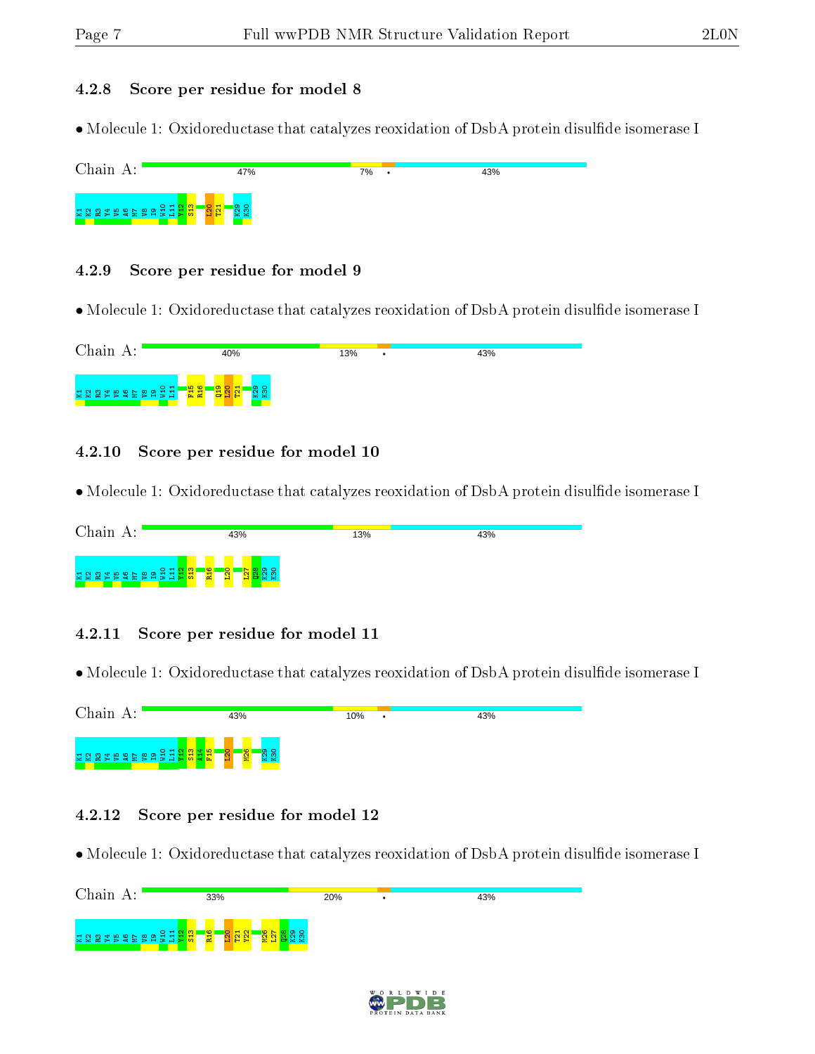### 4.2.8 Score per residue for model 8

• Molecule 1: Oxidoreductase that catalyzes reoxidation of DsbA protein disulfide isomerase I

Chain A: 47% 7% • 43%

K1 K2 R3 Y4 V5 A6 M7 V8 I9 W10 L11 Y12 S13 L20 T21 K29 K30

### 4.2.9 Score per residue for model 9

• Molecule 1: Oxidoreductase that catalyzes reoxidation of DsbA protein disulfide isomerase I

Chain A: 40% 13% • 43%

K1 K2 R3 Y4 V5 A6 M7 V8 I9 W10 L11 F15 R16 Q19 L20 T21 K29 K30

### 4.2.10 Score per residue for model 10

• Molecule 1: Oxidoreductase that catalyzes reoxidation of DsbA protein disulfide isomerase I

Chain A: 43% 13% 43%

K1 K2 R3 Y4 V5 A6 M7 V8 I9 W10 L11 Y12 S13 R16 L20 L27 Q28 K29 K30

### 4.2.11 Score per residue for model 11

• Molecule 1: Oxidoreductase that catalyzes reoxidation of DsbA protein disulfide isomerase I

Chain A: 43% 10% • 43%

K1 K2 R3 Y4 V5 A6 M7 V8 I9 W10 L11 Y12 S13 A14 F15 L20 M26 K29 K30

### 4.2.12 Score per residue for model 12

• Molecule 1: Oxidoreductase that catalyzes reoxidation of DsbA protein disulfide isomerase I

Chain A: 33% 20% • 43%

K1 K2 R3 Y4 V5 A6 M7 V8 I9 W10 L11 Y12 S13 R16 L20 T21 Y22 M26 L27 Q28 K29 K30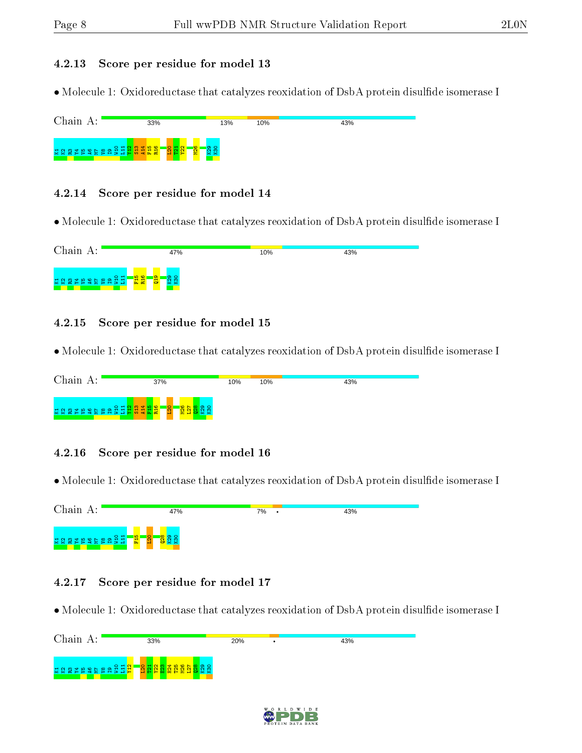### 4.2.13 Score per residue for model 13

• Molecule 1: Oxidoreductase that catalyzes reoxidation of DsbA protein disulfide isomerase I

Chain A: 33% 13% 10% 43%

K1 K2 R3 Y4 V5 A6 M7 V8 I9 W10 L11 Y12 S13 A14 F15 R16 L20 T21 Y22 M26 K29 K30

### 4.2.14 Score per residue for model 14

• Molecule 1: Oxidoreductase that catalyzes reoxidation of DsbA protein disulfide isomerase I

Chain A: 47% 10% 43%

K1 K2 R3 Y4 V5 A6 M7 V8 I9 W10 L11 F15 R16 Q19 K29 K30

### 4.2.15 Score per residue for model 15

• Molecule 1: Oxidoreductase that catalyzes reoxidation of DsbA protein disulfide isomerase I

Chain A: 37% 10% 10% 43%

K1 K2 R3 Y4 V5 A6 M7 V8 I9 W10 L11 Y12 S13 A14 F15 R16 L20 M26 L27 Q28 K29 K30

### 4.2.16 Score per residue for model 16

• Molecule 1: Oxidoreductase that catalyzes reoxidation of DsbA protein disulfide isomerase I

Chain A: 47% 7% • 43%

K1 K2 R3 Y4 V5 A6 M7 V8 I9 W10 L11 F15 L20 Q28 K29 K30

### 4.2.17 Score per residue for model 17

• Molecule 1: Oxidoreductase that catalyzes reoxidation of DsbA protein disulfide isomerase I

Chain A: 33% 20% • 43%

K1 K2 R3 Y4 V5 A6 M7 V8 I9 W10 L11 Y12 L20 T21 Y22 E23 H24 T25 M26 L27 Q28 K29 K30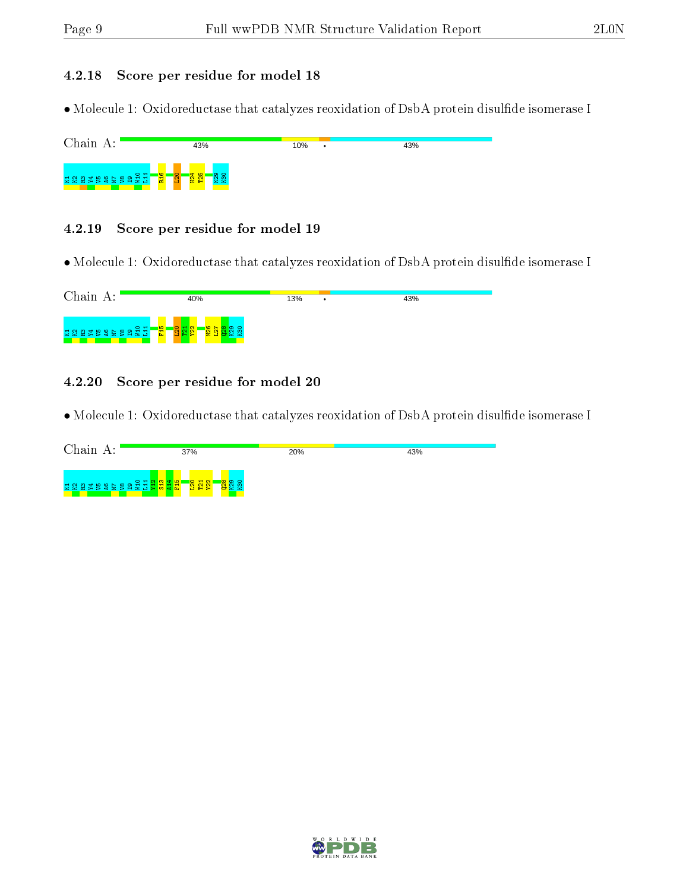### 4.2.18 Score per residue for model 18

- Molecule 1: Oxidoreductase that catalyzes reoxidation of DsbA protein disulfide isomerase I

Chain A: 43% 10% • 43%

K1 K2 R3 Y4 V5 A6 M7 V8 I9 W10 L11 R16 L20 H24 T25 K29 K30

### 4.2.19 Score per residue for model 19

- Molecule 1: Oxidoreductase that catalyzes reoxidation of DsbA protein disulfide isomerase I

Chain A: 40% 13% • 43%

K1 K2 R3 Y4 V5 A6 M7 V8 I9 W10 L11 F15 L20 T21 Y22 M26 L27 Q28 K29 K30

### 4.2.20 Score per residue for model 20

- Molecule 1: Oxidoreductase that catalyzes reoxidation of DsbA protein disulfide isomerase I

Chain A: 37% 20% 43%

K1 K2 R3 Y4 V5 A6 M7 V8 I9 W10 L11 Y12 S13 A14 F15 L20 T21 Y22 Q28 K29 K30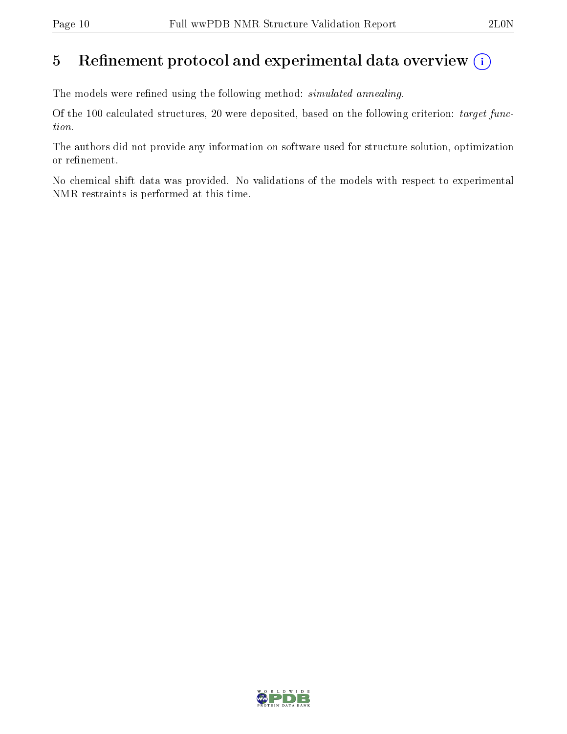# 5 Refinement protocol and experimental data overview

The models were refined using the following method: *simulated annealing*.

Of the 100 calculated structures, 20 were deposited, based on the following criterion: *target function*.

The authors did not provide any information on software used for structure solution, optimization or refinement.

No chemical shift data was provided. No validations of the models with respect to experimental NMR restraints is performed at this time.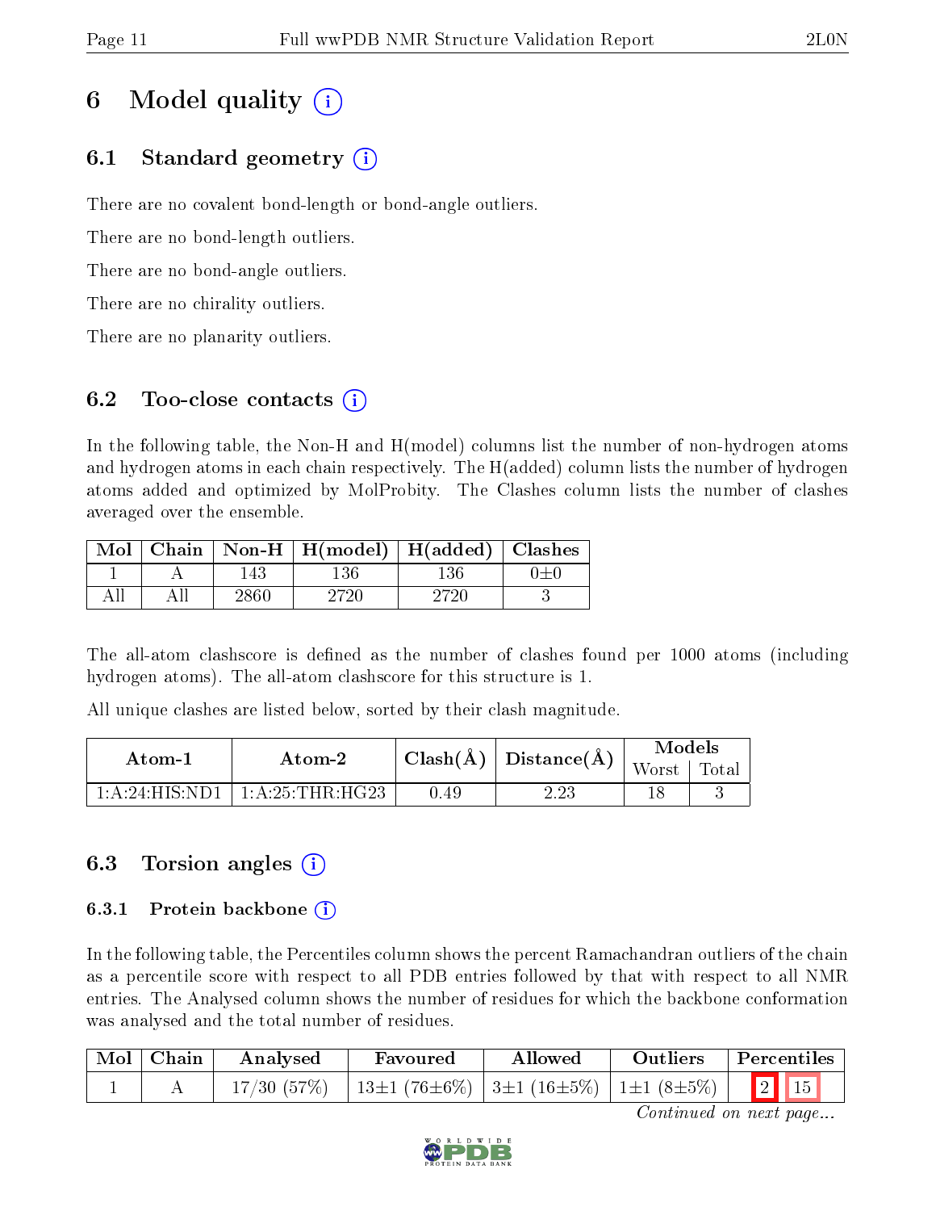# 6 Model quality (i)

## 6.1 Standard geometry (i)

There are no covalent bond-length or bond-angle outliers.

There are no bond-length outliers.

There are no bond-angle outliers.

There are no chirality outliers.

There are no planarity outliers.

## 6.2 Too-close contacts (i)

In the following table, the Non-H and H(model) columns list the number of non-hydrogen atoms and hydrogen atoms in each chain respectively. The H(added) column lists the number of hydrogen atoms added and optimized by MolProbity. The Clashes column lists the number of clashes averaged over the ensemble.

| Mol | Chain | Non-H | H(model) | H(added) | Clashes |
|---|---|---|---|---|---|
| 1 | A | 143 | 136 | 136 | 0±0 |
| All | All | 2860 | 2720 | 2720 | 3 |

The all-atom clashscore is defined as the number of clashes found per 1000 atoms (including hydrogen atoms). The all-atom clashscore for this structure is 1.

All unique clashes are listed below, sorted by their clash magnitude.

| Atom-1 | Atom-2 | Clash(Å) | Distance(Å) | Models | |
|---|---|---|---|---|---|
| | | | | Worst | Total |
| 1:A:24:HIS:ND1 | 1:A:25:THR:HG23 | 0.49 | 2.23 | 18 | 3 |

## 6.3 Torsion angles (i)

### 6.3.1 Protein backbone (i)

In the following table, the Percentiles column shows the percent Ramachandran outliers of the chain as a percentile score with respect to all PDB entries followed by that with respect to all NMR entries. The Analysed column shows the number of residues for which the backbone conformation was analysed and the total number of residues.

| Mol | Chain | Analysed | Favoured | Allowed | Outliers | Percentiles | |
|---|---|---|---|---|---|---|---|
| 1 | A | 17/30 (57%) | 13±1 (76±6%) | 3±1 (16±5%) | 1±1 (8±5%) | 2 | 15 |

*Continued on next page...*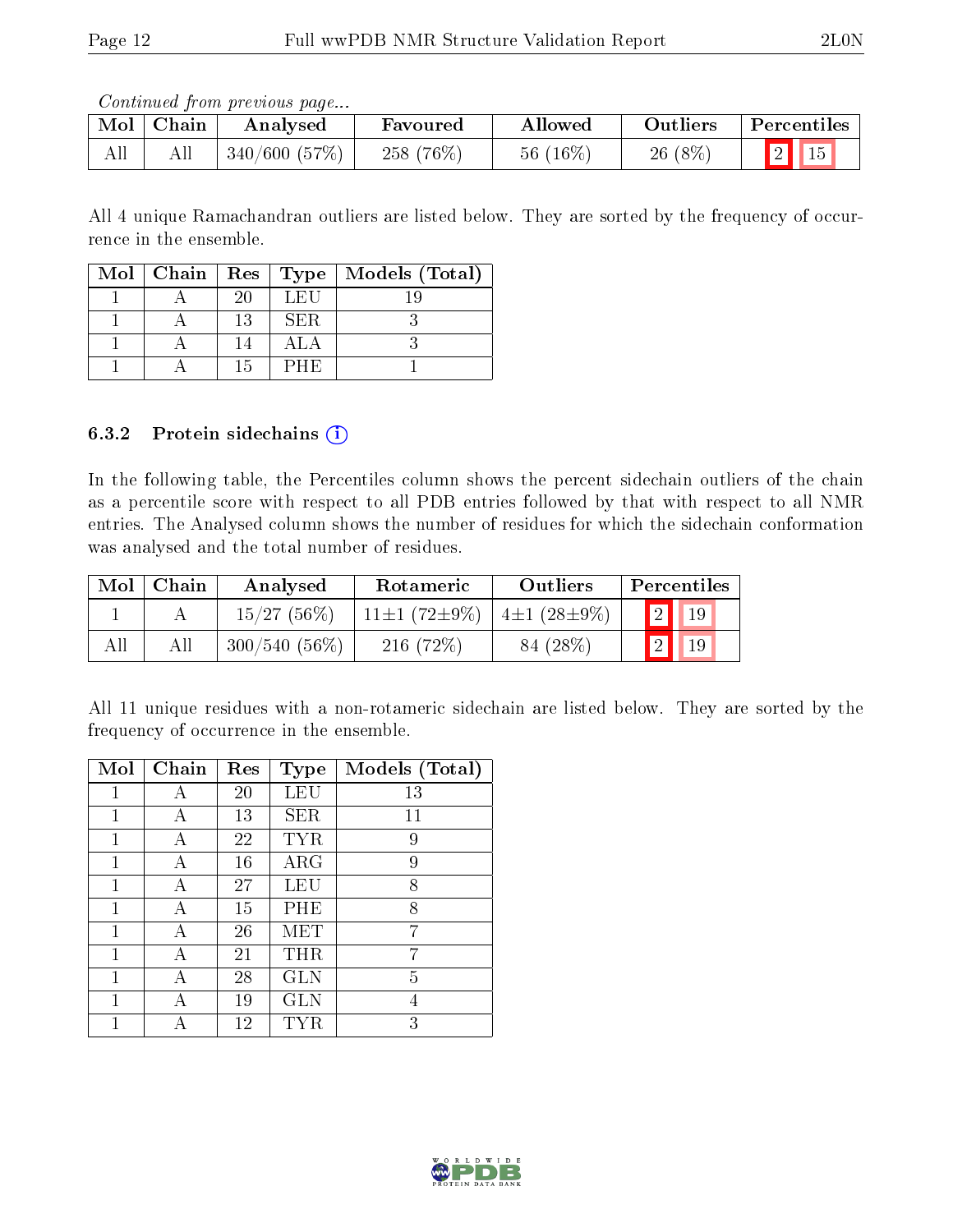*Continued from previous page...*

| Mol | Chain | Analysed | Favoured | Allowed | Outliers | Percentiles | |
|---|---|---|---|---|---|---|---|
| All | All | 340/600 (57%) | 258 (76%) | 56 (16%) | 26 (8%) | 2 | 15 |

All 4 unique Ramachandran outliers are listed below. They are sorted by the frequency of occurrence in the ensemble.

| Mol | Chain | Res | Type | Models (Total) |
|---|---|---|---|---|
| 1 | A | 20 | LEU | 19 |
| 1 | A | 13 | SER | 3 |
| 1 | A | 14 | ALA | 3 |
| 1 | A | 15 | PHE | 1 |

### 6.3.2 Protein sidechains

In the following table, the Percentiles column shows the percent sidechain outliers of the chain as a percentile score with respect to all PDB entries followed by that with respect to all NMR entries. The Analysed column shows the number of residues for which the sidechain conformation was analysed and the total number of residues.

| Mol | Chain | Analysed | Rotameric | Outliers | Percentiles | |
|---|---|---|---|---|---|---|
| 1 | A | 15/27 (56%) | 11±1 (72±9%) | 4±1 (28±9%) | 2 | 19 |
| All | All | 300/540 (56%) | 216 (72%) | 84 (28%) | 2 | 19 |

All 11 unique residues with a non-rotameric sidechain are listed below. They are sorted by the frequency of occurrence in the ensemble.

| Mol | Chain | Res | Type | Models (Total) |
|---|---|---|---|---|
| 1 | A | 20 | LEU | 13 |
| 1 | A | 13 | SER | 11 |
| 1 | A | 22 | TYR | 9 |
| 1 | A | 16 | ARG | 9 |
| 1 | A | 27 | LEU | 8 |
| 1 | A | 15 | PHE | 8 |
| 1 | A | 26 | MET | 7 |
| 1 | A | 21 | THR | 7 |
| 1 | A | 28 | GLN | 5 |
| 1 | A | 19 | GLN | 4 |
| 1 | A | 12 | TYR | 3 |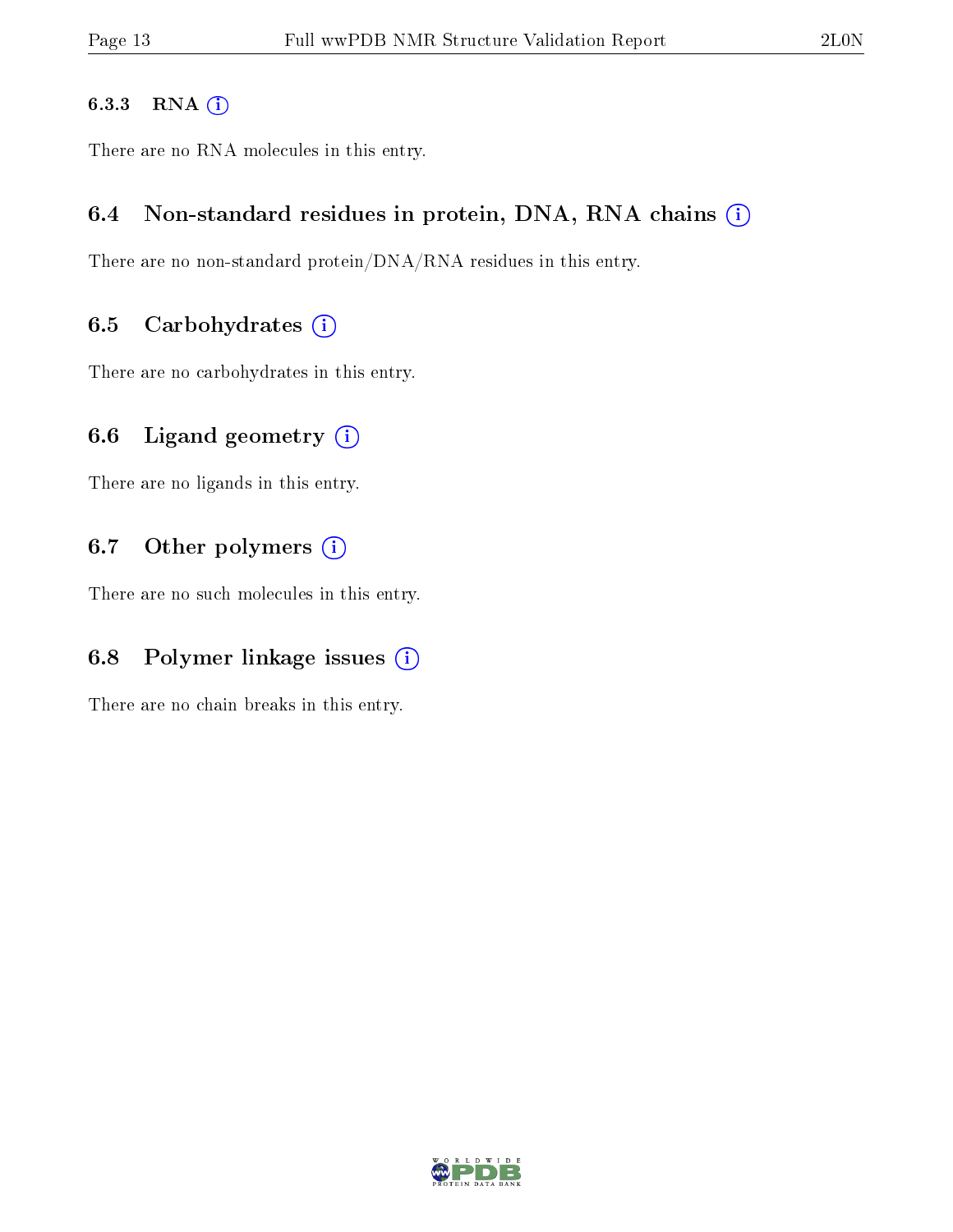#### 6.3.3 RNA

There are no RNA molecules in this entry.

### 6.4 Non-standard residues in protein, DNA, RNA chains

There are no non-standard protein/DNA/RNA residues in this entry.

### 6.5 Carbohydrates

There are no carbohydrates in this entry.

### 6.6 Ligand geometry

There are no ligands in this entry.

### 6.7 Other polymers

There are no such molecules in this entry.

### 6.8 Polymer linkage issues

There are no chain breaks in this entry.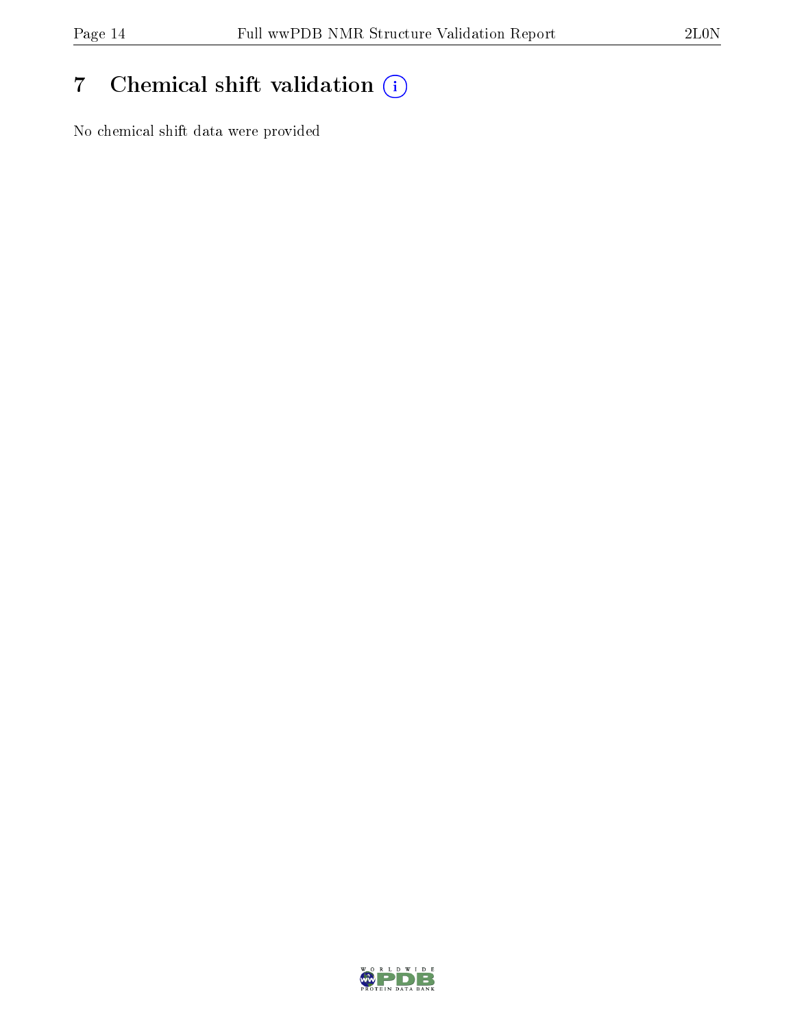# 7 Chemical shift validation

No chemical shift data were provided